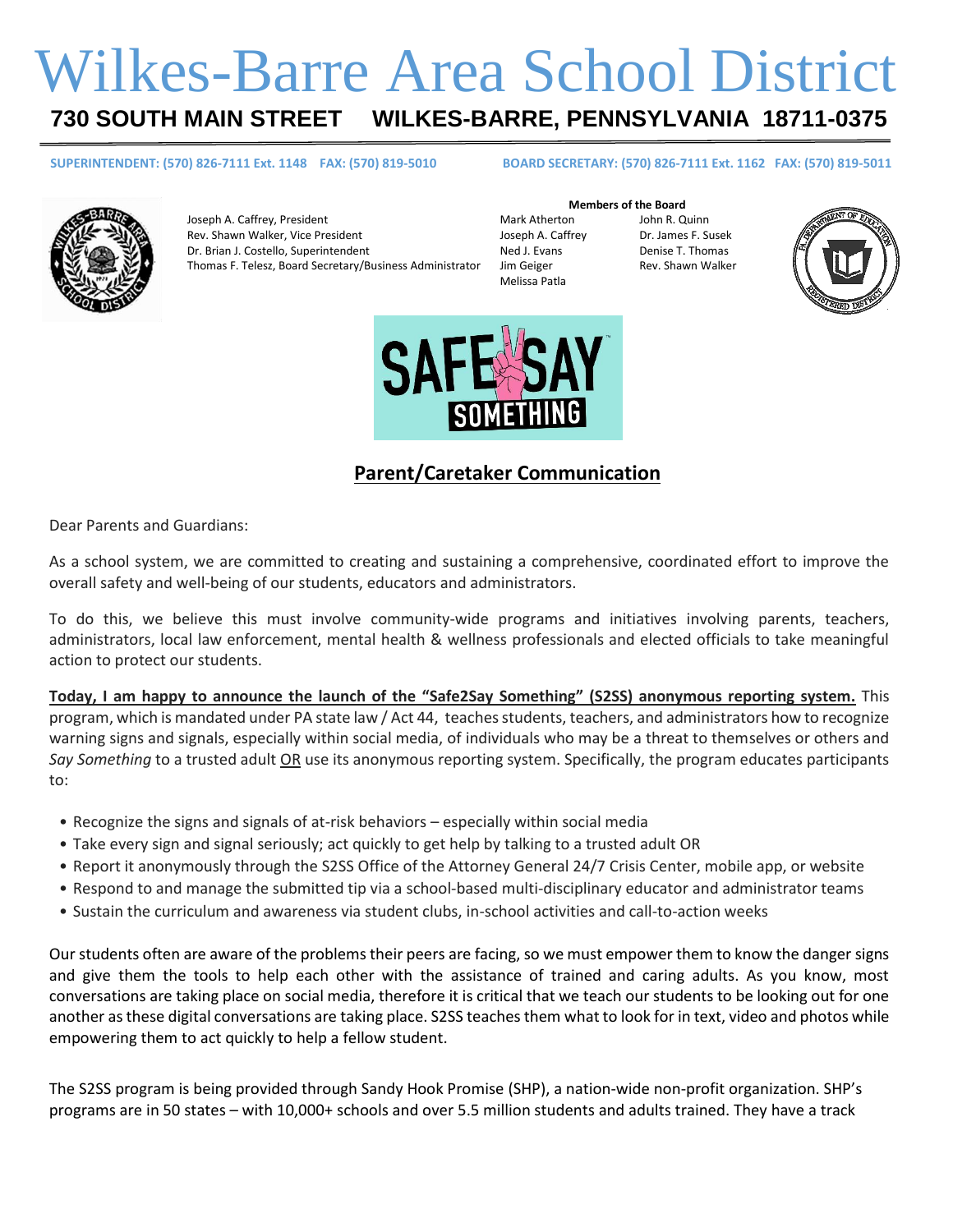# Wilkes-Barre Area School District

**730 SOUTH MAIN STREET    WILKES-BARRE, PENNSYLVANIA 18711-0375**

**SUPERINTENDENT: (570) 826-7111 Ext. 1148    FAX: (570) 819-5010**    **BOARD SECRETARY: (570) 826-7111 Ext. 1162    FAX: (570) 819-5011**

Joseph A. Caffrey, President
Rev. Shawn Walker, Vice President
Dr. Brian J. Costello, Superintendent
Thomas F. Telesz, Board Secretary/Business Administrator

**Members of the Board**

Mark Atherton
Joseph A. Caffrey
Ned J. Evans
Jim Geiger
Melissa Patla
John R. Quinn
Dr. James F. Susek
Denise T. Thomas
Rev. Shawn Walker

SAFE2SAY SOMETHING

## Parent/Caretaker Communication

Dear Parents and Guardians:

As a school system, we are committed to creating and sustaining a comprehensive, coordinated effort to improve the overall safety and well-being of our students, educators and administrators.

To do this, we believe this must involve community-wide programs and initiatives involving parents, teachers, administrators, local law enforcement, mental health & wellness professionals and elected officials to take meaningful action to protect our students.

**Today, I am happy to announce the launch of the "Safe2Say Something" (S2SS) anonymous reporting system.** This program, which is mandated under PA state law / Act 44, teaches students, teachers, and administrators how to recognize warning signs and signals, especially within social media, of individuals who may be a threat to themselves or others and *Say Something* to a trusted adult OR use its anonymous reporting system. Specifically, the program educates participants to:

- Recognize the signs and signals of at-risk behaviors – especially within social media
- Take every sign and signal seriously; act quickly to get help by talking to a trusted adult OR
- Report it anonymously through the S2SS Office of the Attorney General 24/7 Crisis Center, mobile app, or website
- Respond to and manage the submitted tip via a school-based multi-disciplinary educator and administrator teams
- Sustain the curriculum and awareness via student clubs, in-school activities and call-to-action weeks

Our students often are aware of the problems their peers are facing, so we must empower them to know the danger signs and give them the tools to help each other with the assistance of trained and caring adults. As you know, most conversations are taking place on social media, therefore it is critical that we teach our students to be looking out for one another as these digital conversations are taking place. S2SS teaches them what to look for in text, video and photos while empowering them to act quickly to help a fellow student.

The S2SS program is being provided through Sandy Hook Promise (SHP), a nation-wide non-profit organization. SHP's programs are in 50 states – with 10,000+ schools and over 5.5 million students and adults trained. They have a track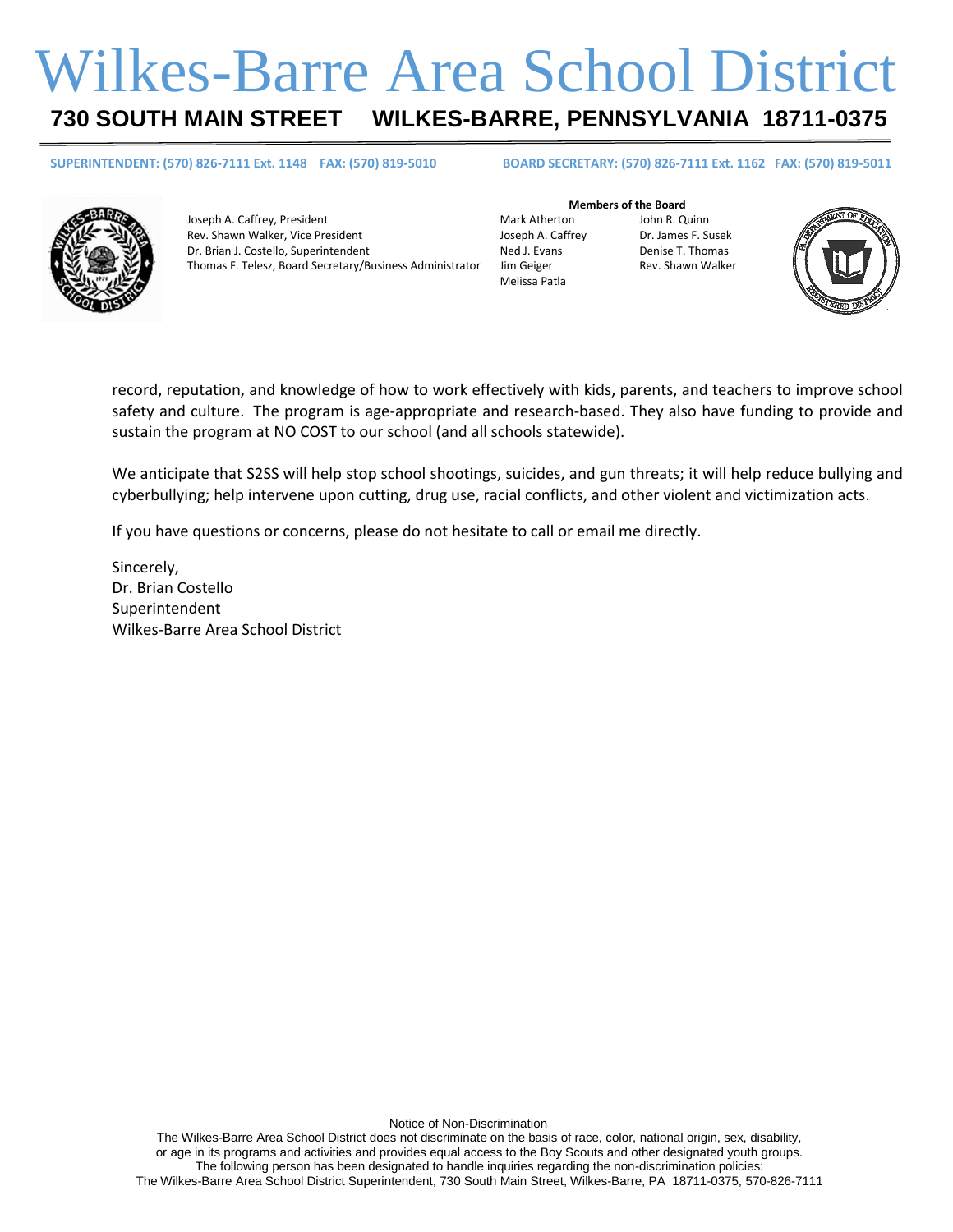# Wilkes-Barre Area School District

**730 SOUTH MAIN STREET WILKES-BARRE, PENNSYLVANIA 18711-0375**

**SUPERINTENDENT: (570) 826-7111 Ext. 1148 FAX: (570) 819-5010 BOARD SECRETARY: (570) 826-7111 Ext. 1162 FAX: (570) 819-5011**

Joseph A. Caffrey, President
Rev. Shawn Walker, Vice President
Dr. Brian J. Costello, Superintendent
Thomas F. Telesz, Board Secretary/Business Administrator

**Members of the Board**

Mark Atherton
Joseph A. Caffrey
Ned J. Evans
Jim Geiger
Melissa Patla
John R. Quinn
Dr. James F. Susek
Denise T. Thomas
Rev. Shawn Walker

record, reputation, and knowledge of how to work effectively with kids, parents, and teachers to improve school safety and culture. The program is age-appropriate and research-based. They also have funding to provide and sustain the program at NO COST to our school (and all schools statewide).

We anticipate that S2SS will help stop school shootings, suicides, and gun threats; it will help reduce bullying and cyberbullying; help intervene upon cutting, drug use, racial conflicts, and other violent and victimization acts.

If you have questions or concerns, please do not hesitate to call or email me directly.

Sincerely,
Dr. Brian Costello
Superintendent
Wilkes-Barre Area School District

Notice of Non-Discrimination
The Wilkes-Barre Area School District does not discriminate on the basis of race, color, national origin, sex, disability, or age in its programs and activities and provides equal access to the Boy Scouts and other designated youth groups.
The following person has been designated to handle inquiries regarding the non-discrimination policies:
The Wilkes-Barre Area School District Superintendent, 730 South Main Street, Wilkes-Barre, PA 18711-0375, 570-826-7111